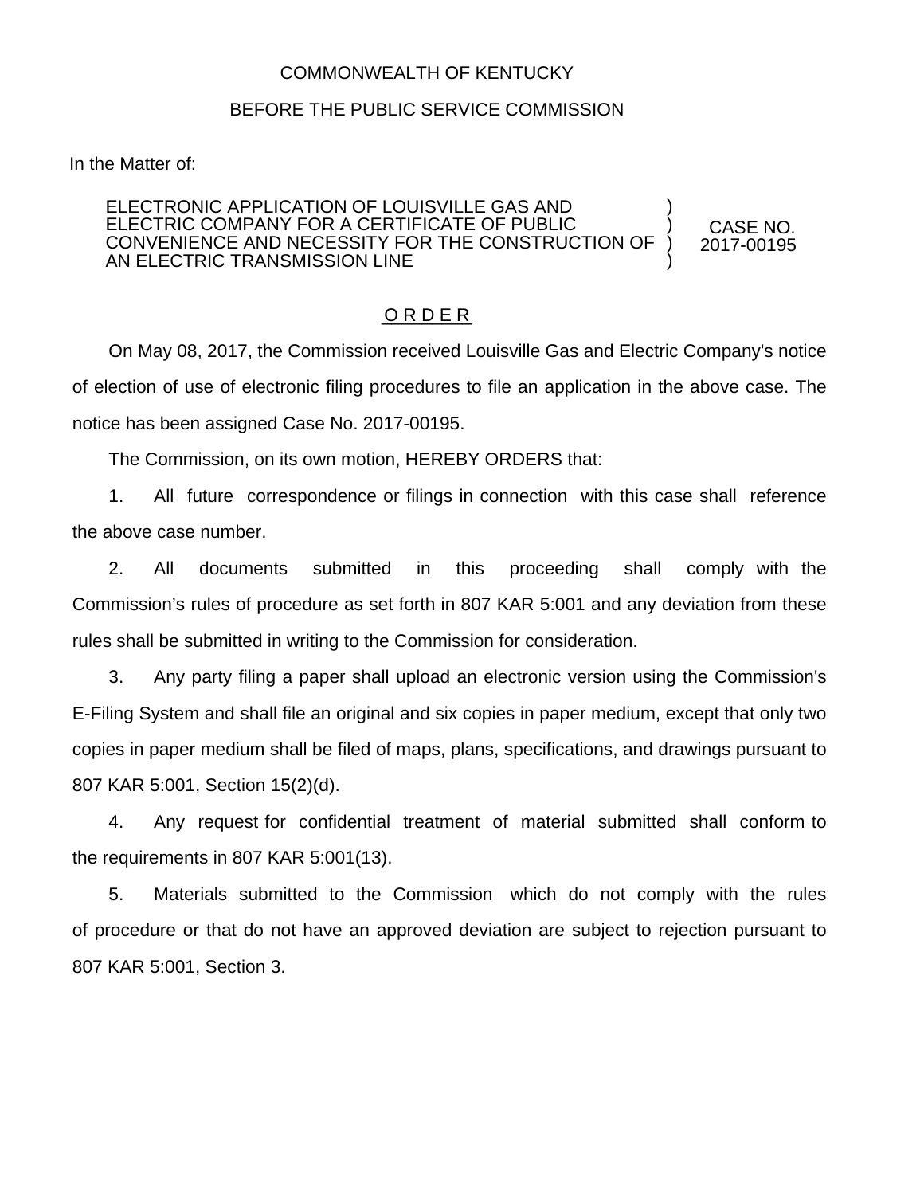COMMONWEALTH OF KENTUCKY

BEFORE THE PUBLIC SERVICE COMMISSION

In the Matter of:

| | | |
|---|---|---|
| ELECTRONIC APPLICATION OF LOUISVILLE GAS AND ELECTRIC COMPANY FOR A CERTIFICATE OF PUBLIC CONVENIENCE AND NECESSITY FOR THE CONSTRUCTION OF AN ELECTRIC TRANSMISSION LINE | ) ) ) ) | CASE NO. 2017-00195 |

## O R D E R

On May 08, 2017, the Commission received Louisville Gas and Electric Company's notice of election of use of electronic filing procedures to file an application in the above case. The notice has been assigned Case No. 2017-00195.

The Commission, on its own motion, HEREBY ORDERS that:

1. All future correspondence or filings in connection with this case shall reference the above case number.

2. All documents submitted in this proceeding shall comply with the Commission's rules of procedure as set forth in 807 KAR 5:001 and any deviation from these rules shall be submitted in writing to the Commission for consideration.

3. Any party filing a paper shall upload an electronic version using the Commission's E-Filing System and shall file an original and six copies in paper medium, except that only two copies in paper medium shall be filed of maps, plans, specifications, and drawings pursuant to 807 KAR 5:001, Section 15(2)(d).

4. Any request for confidential treatment of material submitted shall conform to the requirements in 807 KAR 5:001(13).

5. Materials submitted to the Commission which do not comply with the rules of procedure or that do not have an approved deviation are subject to rejection pursuant to 807 KAR 5:001, Section 3.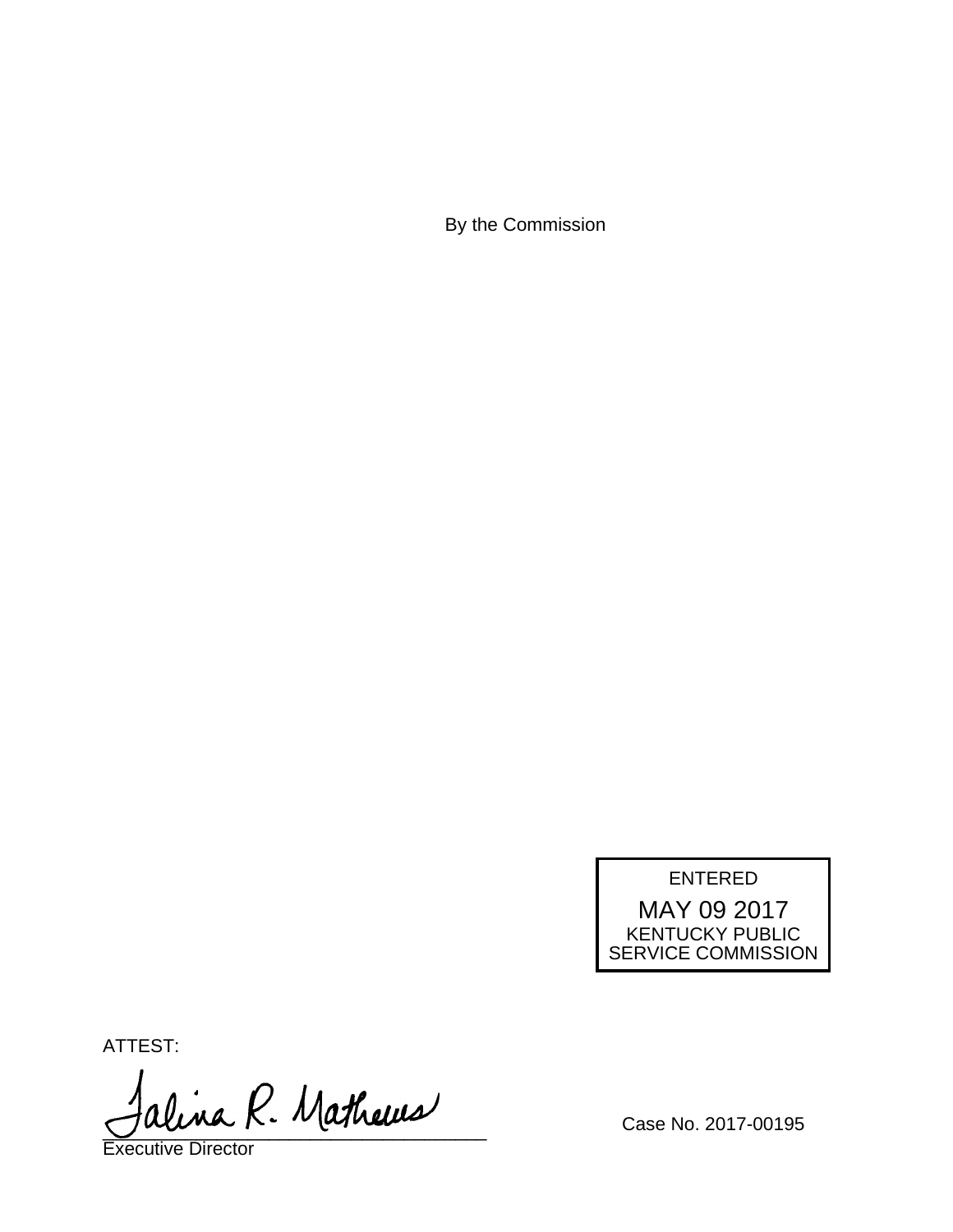By the Commission

ENTERED

MAY 09 2017

KENTUCKY PUBLIC SERVICE COMMISSION

ATTEST:

Executive Director

Case No. 2017-00195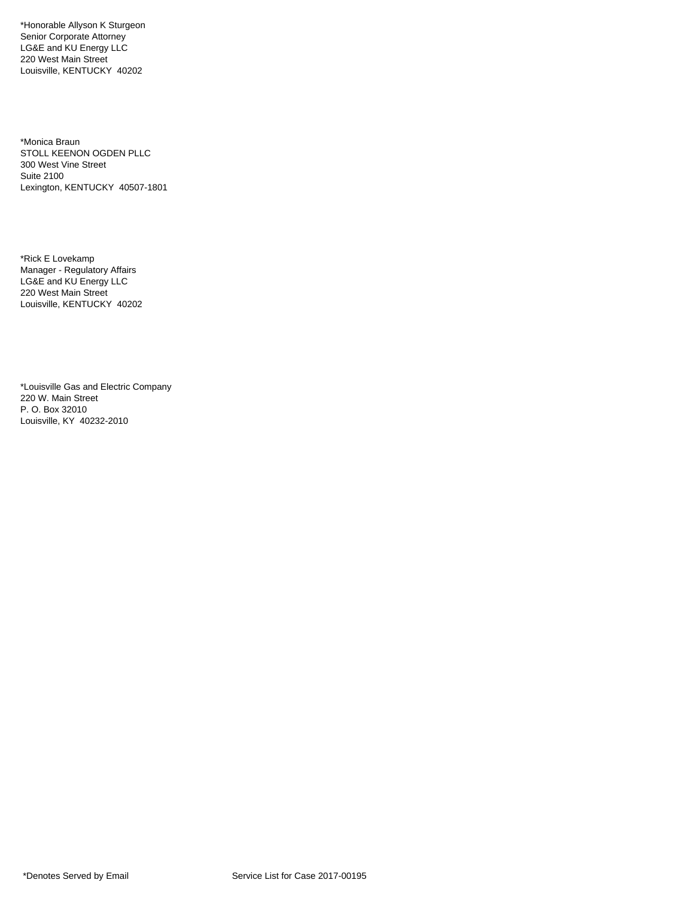*Honorable Allyson K Sturgeon
Senior Corporate Attorney
LG&E and KU Energy LLC
220 West Main Street
Louisville, KENTUCKY  40202

*Monica Braun
STOLL KEENON OGDEN PLLC
300 West Vine Street
Suite 2100
Lexington, KENTUCKY  40507-1801

*Rick E Lovekamp
Manager - Regulatory Affairs
LG&E and KU Energy LLC
220 West Main Street
Louisville, KENTUCKY  40202

*Louisville Gas and Electric Company
220 W. Main Street
P. O. Box 32010
Louisville, KY  40232-2010

*Denotes Served by Email

Service List for Case 2017-00195